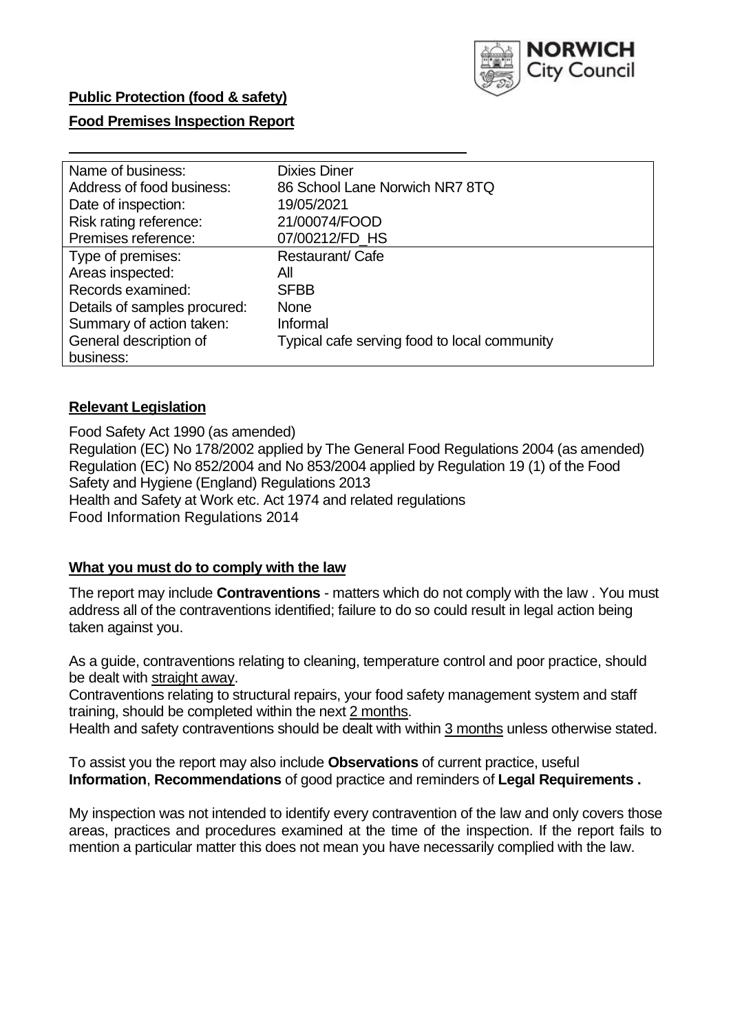**Public Protection (food & safety)**

**Food Premises Inspection Report**

| | |
|---|---|
| Name of business: | Dixies Diner |
| Address of food business: | 86 School Lane Norwich NR7 8TQ |
| Date of inspection: | 19/05/2021 |
| Risk rating reference: | 21/00074/FOOD |
| Premises reference: | 07/00212/FD_HS |
| Type of premises: | Restaurant/ Cafe |
| Areas inspected: | All |
| Records examined: | SFBB |
| Details of samples procured: | None |
| Summary of action taken: | Informal |
| General description of business: | Typical cafe serving food to local community |

## **Relevant Legislation**

Food Safety Act 1990 (as amended)
Regulation (EC) No 178/2002 applied by The General Food Regulations 2004 (as amended)
Regulation (EC) No 852/2004 and No 853/2004 applied by Regulation 19 (1) of the Food Safety and Hygiene (England) Regulations 2013
Health and Safety at Work etc. Act 1974 and related regulations
Food Information Regulations 2014

## **What you must do to comply with the law**

The report may include **Contraventions** - matters which do not comply with the law . You must address all of the contraventions identified; failure to do so could result in legal action being taken against you.

As a guide, contraventions relating to cleaning, temperature control and poor practice, should be dealt with straight away.

Contraventions relating to structural repairs, your food safety management system and staff training, should be completed within the next 2 months.

Health and safety contraventions should be dealt with within 3 months unless otherwise stated.

To assist you the report may also include **Observations** of current practice, useful **Information**, **Recommendations** of good practice and reminders of **Legal Requirements .**

My inspection was not intended to identify every contravention of the law and only covers those areas, practices and procedures examined at the time of the inspection. If the report fails to mention a particular matter this does not mean you have necessarily complied with the law.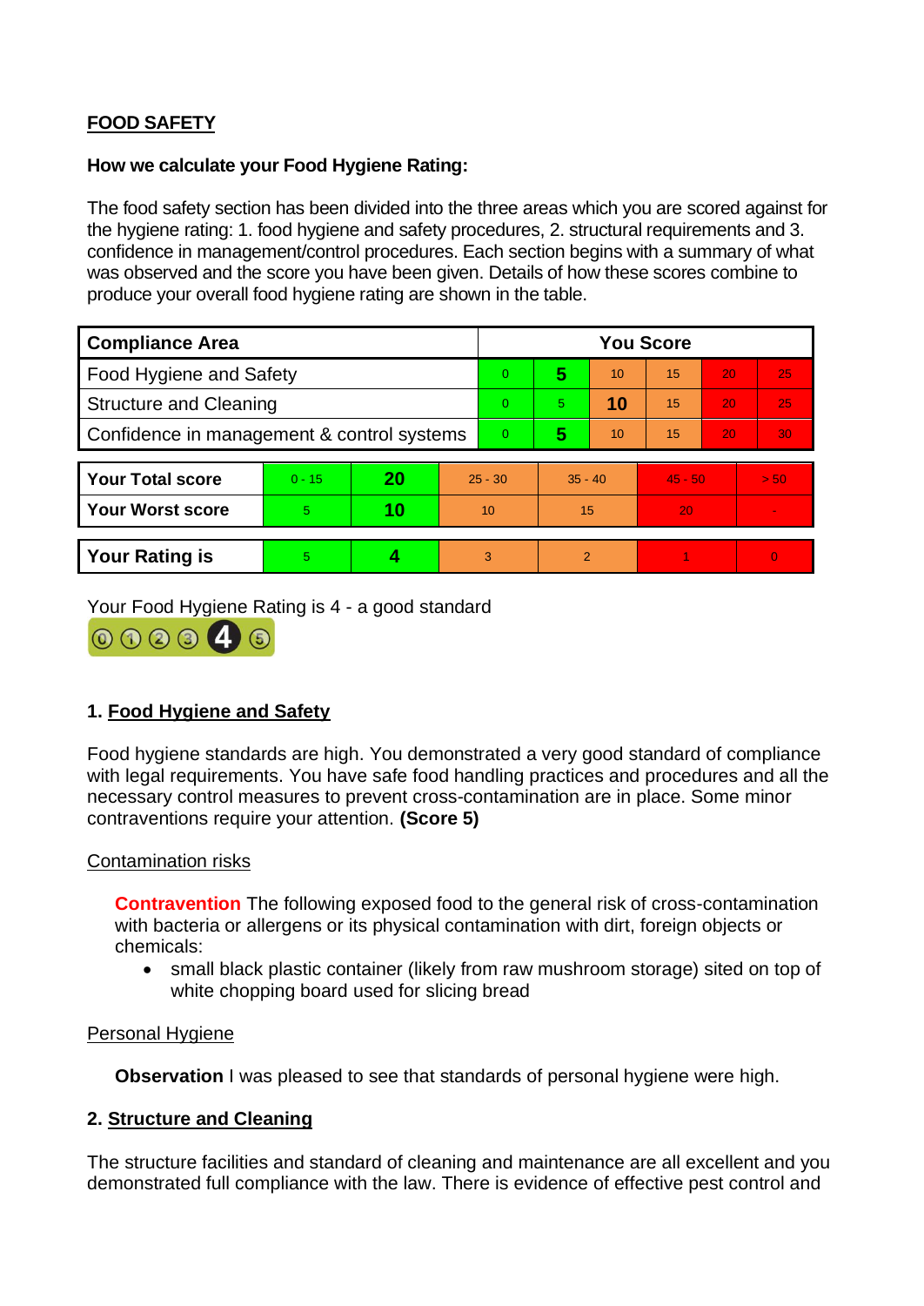## FOOD SAFETY

**How we calculate your Food Hygiene Rating:**

The food safety section has been divided into the three areas which you are scored against for the hygiene rating: 1. food hygiene and safety procedures, 2. structural requirements and 3. confidence in management/control procedures. Each section begins with a summary of what was observed and the score you have been given. Details of how these scores combine to produce your overall food hygiene rating are shown in the table.

| Compliance Area | You Score | | | | | |
|---|---|---|---|---|---|---|
| Food Hygiene and Safety | 0 | **5** | 10 | 15 | 20 | 25 |
| Structure and Cleaning | 0 | 5 | **10** | 15 | 20 | 25 |
| Confidence in management & control systems | 0 | **5** | 10 | 15 | 20 | 30 |

| | | | | | | |
|---|---|---|---|---|---|---|
| **Your Total score** | 0 - 15 | **20** | 25 - 30 | 35 - 40 | 45 - 50 | > 50 |
| **Your Worst score** | 5 | **10** | 10 | 15 | 20 | - |

| | | | | | | |
|---|---|---|---|---|---|---|
| **Your Rating is** | 5 | **4** | 3 | 2 | 1 | 0 |

Your Food Hygiene Rating is 4 - a good standard

### 1. Food Hygiene and Safety

Food hygiene standards are high. You demonstrated a very good standard of compliance with legal requirements. You have safe food handling practices and procedures and all the necessary control measures to prevent cross-contamination are in place. Some minor contraventions require your attention. **(Score 5)**

Contamination risks

**Contravention** The following exposed food to the general risk of cross-contamination with bacteria or allergens or its physical contamination with dirt, foreign objects or chemicals:

- small black plastic container (likely from raw mushroom storage) sited on top of white chopping board used for slicing bread

Personal Hygiene

**Observation** I was pleased to see that standards of personal hygiene were high.

### 2. Structure and Cleaning

The structure facilities and standard of cleaning and maintenance are all excellent and you demonstrated full compliance with the law. There is evidence of effective pest control and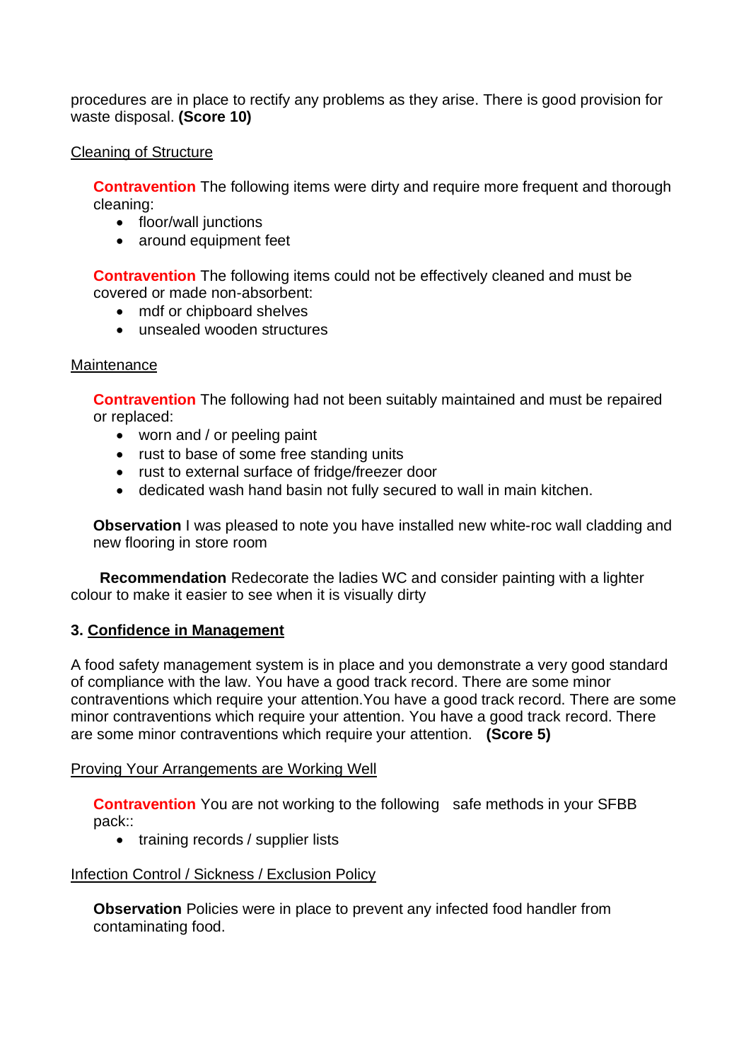procedures are in place to rectify any problems as they arise. There is good provision for waste disposal. **(Score 10)**

Cleaning of Structure

**Contravention** The following items were dirty and require more frequent and thorough cleaning:

- floor/wall junctions
- around equipment feet

**Contravention** The following items could not be effectively cleaned and must be covered or made non-absorbent:

- mdf or chipboard shelves
- unsealed wooden structures

Maintenance

**Contravention** The following had not been suitably maintained and must be repaired or replaced:

- worn and / or peeling paint
- rust to base of some free standing units
- rust to external surface of fridge/freezer door
- dedicated wash hand basin not fully secured to wall in main kitchen.

**Observation** I was pleased to note you have installed new white-roc wall cladding and new flooring in store room

**Recommendation** Redecorate the ladies WC and consider painting with a lighter colour to make it easier to see when it is visually dirty

### 3. Confidence in Management

A food safety management system is in place and you demonstrate a very good standard of compliance with the law. You have a good track record. There are some minor contraventions which require your attention.You have a good track record. There are some minor contraventions which require your attention. You have a good track record. There are some minor contraventions which require your attention. **(Score 5)**

Proving Your Arrangements are Working Well

**Contravention** You are not working to the following safe methods in your SFBB pack::

- training records / supplier lists

Infection Control / Sickness / Exclusion Policy

**Observation** Policies were in place to prevent any infected food handler from contaminating food.